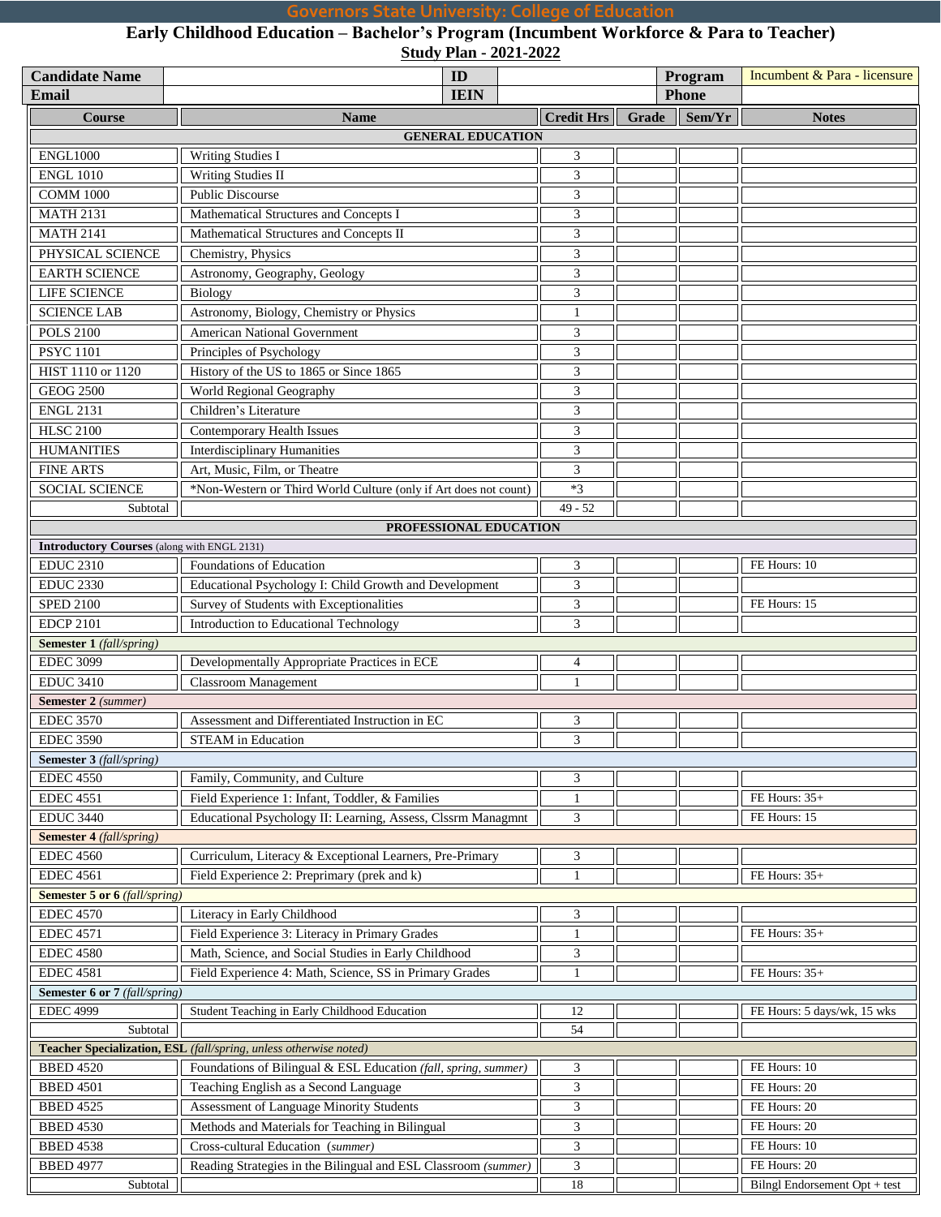# Governors State University: College of Education

## Early Childhood Education – Bachelor's Program (Incumbent Workforce & Para to Teacher)

**Study Plan - 2021-2022**

| Candidate Name | | ID | | Program | Incumbent & Para - licensure |
|---|---|---|---|---|---|
| Email | | IEIN | | Phone | |

| Course | Name | Credit Hrs | Grade | Sem/Yr | Notes |
|---|---|---|---|---|---|
| **GENERAL EDUCATION** | | | | | |
| ENGL1000 | Writing Studies I | 3 | | | |
| ENGL 1010 | Writing Studies II | 3 | | | |
| COMM 1000 | Public Discourse | 3 | | | |
| MATH 2131 | Mathematical Structures and Concepts I | 3 | | | |
| MATH 2141 | Mathematical Structures and Concepts II | 3 | | | |
| PHYSICAL SCIENCE | Chemistry, Physics | 3 | | | |
| EARTH SCIENCE | Astronomy, Geography, Geology | 3 | | | |
| LIFE SCIENCE | Biology | 3 | | | |
| SCIENCE LAB | Astronomy, Biology, Chemistry or Physics | 1 | | | |
| POLS 2100 | American National Government | 3 | | | |
| PSYC 1101 | Principles of Psychology | 3 | | | |
| HIST 1110 or 1120 | History of the US to 1865 or Since 1865 | 3 | | | |
| GEOG 2500 | World Regional Geography | 3 | | | |
| ENGL 2131 | Children's Literature | 3 | | | |
| HLSC 2100 | Contemporary Health Issues | 3 | | | |
| HUMANITIES | Interdisciplinary Humanities | 3 | | | |
| FINE ARTS | Art, Music, Film, or Theatre | 3 | | | |
| SOCIAL SCIENCE | *Non-Western or Third World Culture (only if Art does not count) | *3 | | | |
| Subtotal | | 49 - 52 | | | |
| **PROFESSIONAL EDUCATION** | | | | | |
| **Introductory Courses** (along with ENGL 2131) | | | | | |
| EDUC 2310 | Foundations of Education | 3 | | | FE Hours: 10 |
| EDUC 2330 | Educational Psychology I: Child Growth and Development | 3 | | | |
| SPED 2100 | Survey of Students with Exceptionalities | 3 | | | FE Hours: 15 |
| EDCP 2101 | Introduction to Educational Technology | 3 | | | |
| **Semester 1** *(fall/spring)* | | | | | |
| EDEC 3099 | Developmentally Appropriate Practices in ECE | 4 | | | |
| EDUC 3410 | Classroom Management | 1 | | | |
| **Semester 2** *(summer)* | | | | | |
| EDEC 3570 | Assessment and Differentiated Instruction in EC | 3 | | | |
| EDEC 3590 | STEAM in Education | 3 | | | |
| **Semester 3** *(fall/spring)* | | | | | |
| EDEC 4550 | Family, Community, and Culture | 3 | | | |
| EDEC 4551 | Field Experience 1: Infant, Toddler, & Families | 1 | | | FE Hours: 35+ |
| EDUC 3440 | Educational Psychology II: Learning, Assess, Clssrm Managmnt | 3 | | | FE Hours: 15 |
| **Semester 4** *(fall/spring)* | | | | | |
| EDEC 4560 | Curriculum, Literacy & Exceptional Learners, Pre-Primary | 3 | | | |
| EDEC 4561 | Field Experience 2: Preprimary (prek and k) | 1 | | | FE Hours: 35+ |
| **Semester 5 or 6** *(fall/spring)* | | | | | |
| EDEC 4570 | Literacy in Early Childhood | 3 | | | |
| EDEC 4571 | Field Experience 3: Literacy in Primary Grades | 1 | | | FE Hours: 35+ |
| EDEC 4580 | Math, Science, and Social Studies in Early Childhood | 3 | | | |
| EDEC 4581 | Field Experience 4: Math, Science, SS in Primary Grades | 1 | | | FE Hours: 35+ |
| **Semester 6 or 7** *(fall/spring)* | | | | | |
| EDEC 4999 | Student Teaching in Early Childhood Education | 12 | | | FE Hours: 5 days/wk, 15 wks |
| Subtotal | | 54 | | | |
| **Teacher Specialization, ESL** *(fall/spring, unless otherwise noted)* | | | | | |
| BBED 4520 | Foundations of Bilingual & ESL Education *(fall, spring, summer)* | 3 | | | FE Hours: 10 |
| BBED 4501 | Teaching English as a Second Language | 3 | | | FE Hours: 20 |
| BBED 4525 | Assessment of Language Minority Students | 3 | | | FE Hours: 20 |
| BBED 4530 | Methods and Materials for Teaching in Bilingual | 3 | | | FE Hours: 20 |
| BBED 4538 | Cross-cultural Education *(summer)* | 3 | | | FE Hours: 10 |
| BBED 4977 | Reading Strategies in the Bilingual and ESL Classroom *(summer)* | 3 | | | FE Hours: 20 |
| Subtotal | | 18 | | | Bilngl Endorsement Opt + test |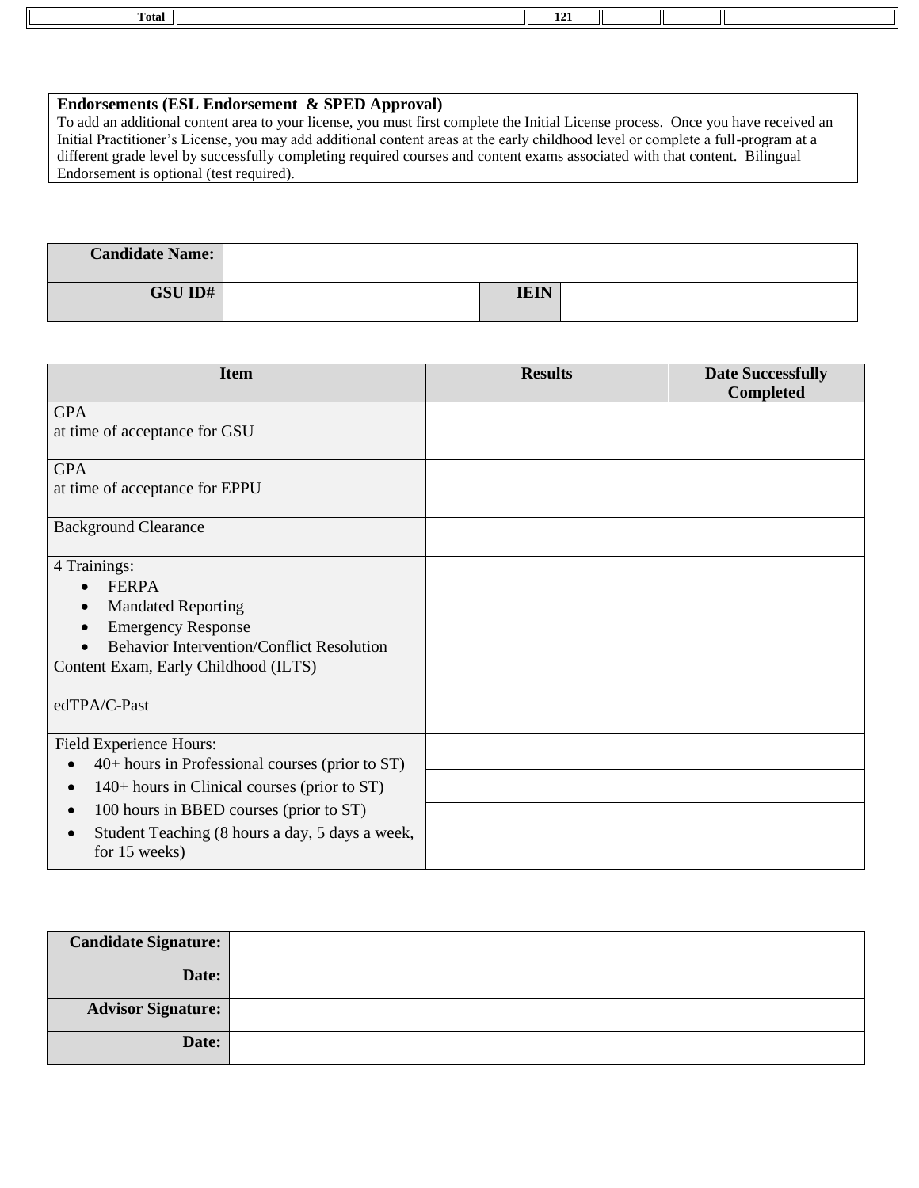| | | | | | |
|---|---|---|---|---|---|
| **Total** | | **121** | | | |

**Endorsements (ESL Endorsement & SPED Approval)**
To add an additional content area to your license, you must first complete the Initial License process. Once you have received an Initial Practitioner's License, you may add additional content areas at the early childhood level or complete a full-program at a different grade level by successfully completing required courses and content exams associated with that content. Bilingual Endorsement is optional (test required).

| | | | |
|---|---|---|---|
| **Candidate Name:** | | | |
| **GSU ID#** | | **IEIN** | |

| Item | Results | Date Successfully Completed |
|---|---|---|
| GPA<br>at time of acceptance for GSU | | |
| GPA<br>at time of acceptance for EPPU | | |
| Background Clearance | | |
| 4 Trainings:<br>• FERPA<br>• Mandated Reporting<br>• Emergency Response<br>• Behavior Intervention/Conflict Resolution | | |
| Content Exam, Early Childhood (ILTS) | | |
| edTPA/C-Past | | |
| Field Experience Hours:<br>• 40+ hours in Professional courses (prior to ST) | | |
| • 140+ hours in Clinical courses (prior to ST) | | |
| • 100 hours in BBED courses (prior to ST) | | |
| • Student Teaching (8 hours a day, 5 days a week, for 15 weeks) | | |

| | |
|---|---|
| **Candidate Signature:** | |
| **Date:** | |
| **Advisor Signature:** | |
| **Date:** | |